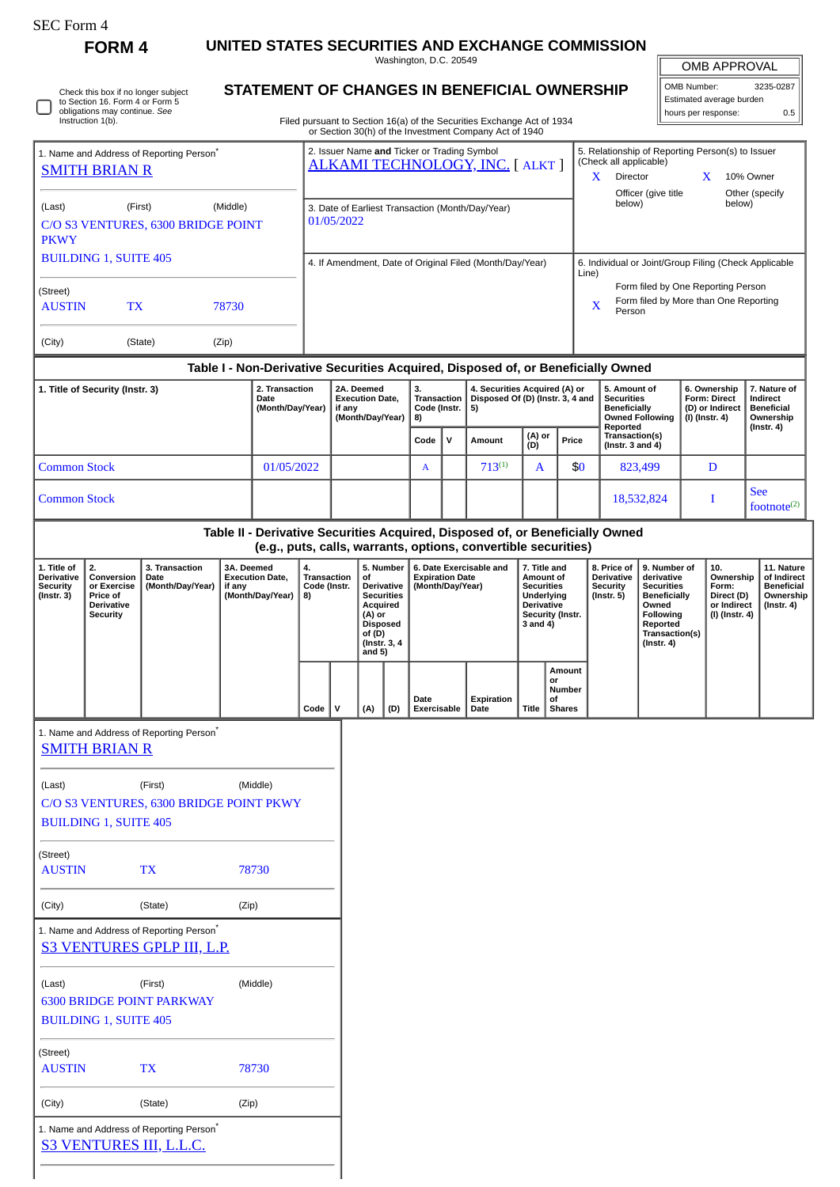SEC Form 4

# FORM 4

## UNITED STATES SECURITIES AND EXCHANGE COMMISSION

Washington, D.C. 20549

## STATEMENT OF CHANGES IN BENEFICIAL OWNERSHIP

Filed pursuant to Section 16(a) of the Securities Exchange Act of 1934 or Section 30(h) of the Investment Company Act of 1940

| OMB APPROVAL | |
|---|---|
| OMB Number: | 3235-0287 |
| Estimated average burden | |
| hours per response: | 0.5 |

☐ Check this box if no longer subject to Section 16. Form 4 or Form 5 obligations may continue. *See* Instruction 1(b).

**1. Name and Address of Reporting Person***

SMITH BRIAN R

(Last) (First) (Middle)

C/O S3 VENTURES, 6300 BRIDGE POINT PKWY

BUILDING 1, SUITE 405

(Street)

AUSTIN TX 78730

(City) (State) (Zip)

**2. Issuer Name and Ticker or Trading Symbol**

ALKAMI TECHNOLOGY, INC. [ ALKT ]

**3. Date of Earliest Transaction (Month/Day/Year)**

01/05/2022

**4. If Amendment, Date of Original Filed (Month/Day/Year)**

**5. Relationship of Reporting Person(s) to Issuer (Check all applicable)**

X Director X 10% Owner

Officer (give title below) Other (specify below)

**6. Individual or Joint/Group Filing (Check Applicable Line)**

Form filed by One Reporting Person

X Form filed by More than One Reporting Person

### Table I - Non-Derivative Securities Acquired, Disposed of, or Beneficially Owned

| 1. Title of Security (Instr. 3) | 2. Transaction Date (Month/Day/Year) | 2A. Deemed Execution Date, if any (Month/Day/Year) | 3. Transaction Code (Instr. 8) | | 4. Securities Acquired (A) or Disposed Of (D) (Instr. 3, 4 and 5) | | | 5. Amount of Securities Beneficially Owned Following Reported Transaction(s) (Instr. 3 and 4) | 6. Ownership Form: Direct (D) or Indirect (I) (Instr. 4) | 7. Nature of Indirect Beneficial Ownership (Instr. 4) |
|---|---|---|---|---|---|---|---|---|---|---|
| | | | Code | V | Amount | (A) or (D) | Price | | | |
| Common Stock | 01/05/2022 | | A | | 713[(1)] | A | $0 | 823,499 | D | |
| Common Stock | | | | | | | | 18,532,824 | I | See footnote[(2)] |

### Table II - Derivative Securities Acquired, Disposed of, or Beneficially Owned (e.g., puts, calls, warrants, options, convertible securities)

| 1. Title of Derivative Security (Instr. 3) | 2. Conversion or Exercise Price of Derivative Security | 3. Transaction Date (Month/Day/Year) | 3A. Deemed Execution Date, if any (Month/Day/Year) | 4. Transaction Code (Instr. 8) | | 5. Number of Derivative Securities Acquired (A) or Disposed of (D) (Instr. 3, 4 and 5) | | 6. Date Exercisable and Expiration Date (Month/Day/Year) | | 7. Title and Amount of Securities Underlying Derivative Security (Instr. 3 and 4) | | 8. Price of Derivative Security (Instr. 5) | 9. Number of derivative Securities Beneficially Owned Following Reported Transaction(s) (Instr. 4) | 10. Ownership Form: Direct (D) or Indirect (I) (Instr. 4) | 11. Nature of Indirect Beneficial Ownership (Instr. 4) |
|---|---|---|---|---|---|---|---|---|---|---|---|---|---|---|---|
| | | | | Code | V | (A) | (D) | Date Exercisable | Expiration Date | Title | Amount or Number of Shares | | | | |

**1. Name and Address of Reporting Person***

SMITH BRIAN R

(Last) (First) (Middle)

C/O S3 VENTURES, 6300 BRIDGE POINT PKWY

BUILDING 1, SUITE 405

(Street)

AUSTIN TX 78730

(City) (State) (Zip)

**1. Name and Address of Reporting Person***

S3 VENTURES GPLP III, L.P.

(Last) (First) (Middle)

6300 BRIDGE POINT PARKWAY

BUILDING 1, SUITE 405

(Street)

AUSTIN TX 78730

(City) (State) (Zip)

**1. Name and Address of Reporting Person***

S3 VENTURES III, L.L.C.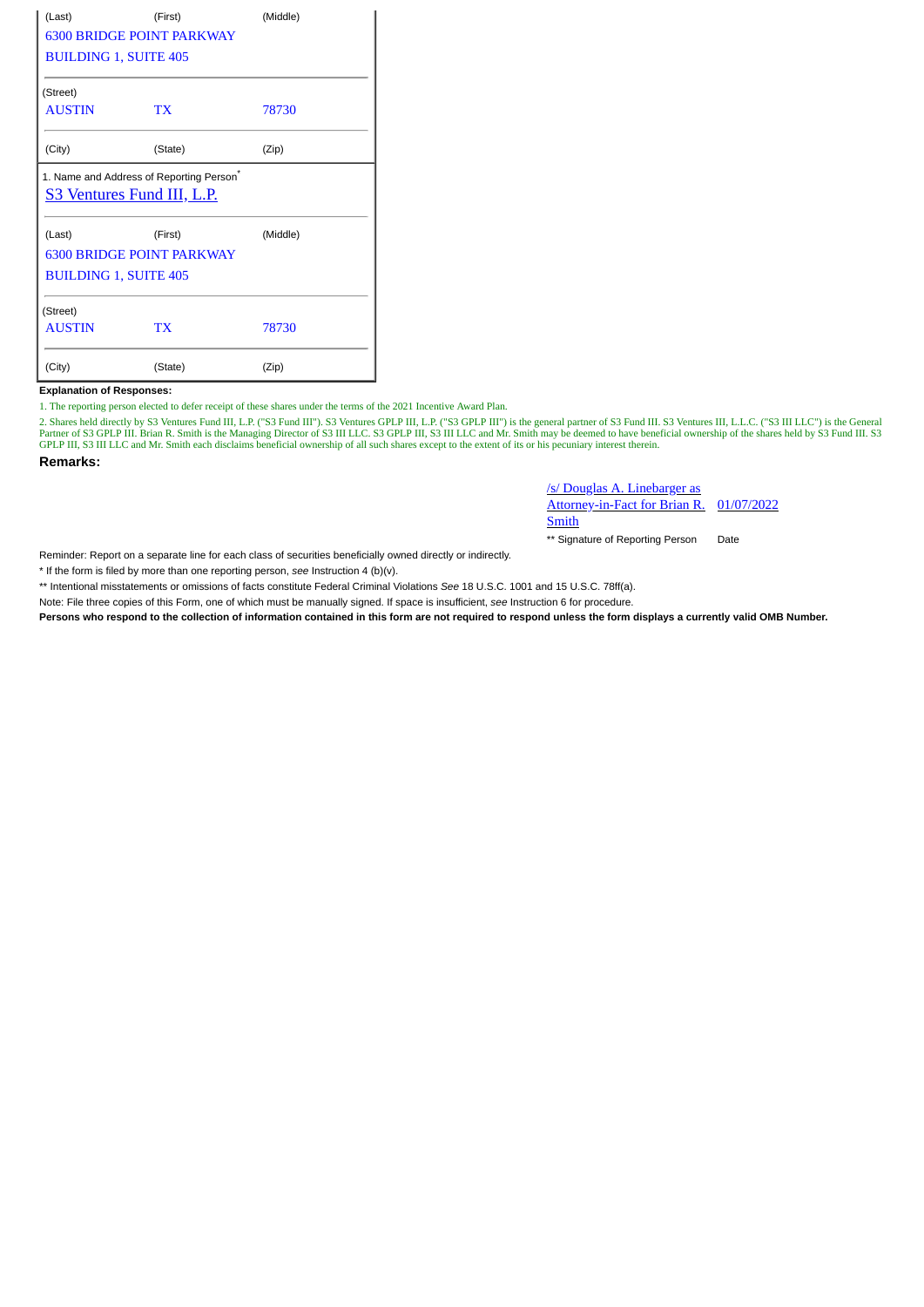| (Last) | (First) | (Middle) |
|---|---|---|
| 6300 BRIDGE POINT PARKWAY | | |
| BUILDING 1, SUITE 405 | | |
| (Street) | | |
| AUSTIN | TX | 78730 |
| (City) | (State) | (Zip) |

1. Name and Address of Reporting Person*

[S3 Ventures Fund III, L.P.]

| (Last) | (First) | (Middle) |
|---|---|---|
| 6300 BRIDGE POINT PARKWAY | | |
| BUILDING 1, SUITE 405 | | |
| (Street) | | |
| AUSTIN | TX | 78730 |
| (City) | (State) | (Zip) |

**Explanation of Responses:**

1. The reporting person elected to defer receipt of these shares under the terms of the 2021 Incentive Award Plan.

2. Shares held directly by S3 Ventures Fund III, L.P. ("S3 Fund III"). S3 Ventures GPLP III, L.P. ("S3 GPLP III") is the general partner of S3 Fund III. S3 Ventures III, L.L.C. ("S3 III LLC") is the General Partner of S3 GPLP III. Brian R. Smith is the Managing Director of S3 III LLC. S3 GPLP III, S3 III LLC and Mr. Smith may be deemed to have beneficial ownership of the shares held by S3 Fund III. S3 GPLP III, S3 III LLC and Mr. Smith each disclaims beneficial ownership of all such shares except to the extent of its or his pecuniary interest therein.

**Remarks:**

| | |
|---|---|
| /s/ Douglas A. Linebarger as Attorney-in-Fact for Brian R. Smith | 01/07/2022 |
| ** Signature of Reporting Person | Date |

Reminder: Report on a separate line for each class of securities beneficially owned directly or indirectly.

* If the form is filed by more than one reporting person, *see* Instruction 4 (b)(v).

** Intentional misstatements or omissions of facts constitute Federal Criminal Violations *See* 18 U.S.C. 1001 and 15 U.S.C. 78ff(a).

Note: File three copies of this Form, one of which must be manually signed. If space is insufficient, *see* Instruction 6 for procedure.

**Persons who respond to the collection of information contained in this form are not required to respond unless the form displays a currently valid OMB Number.**